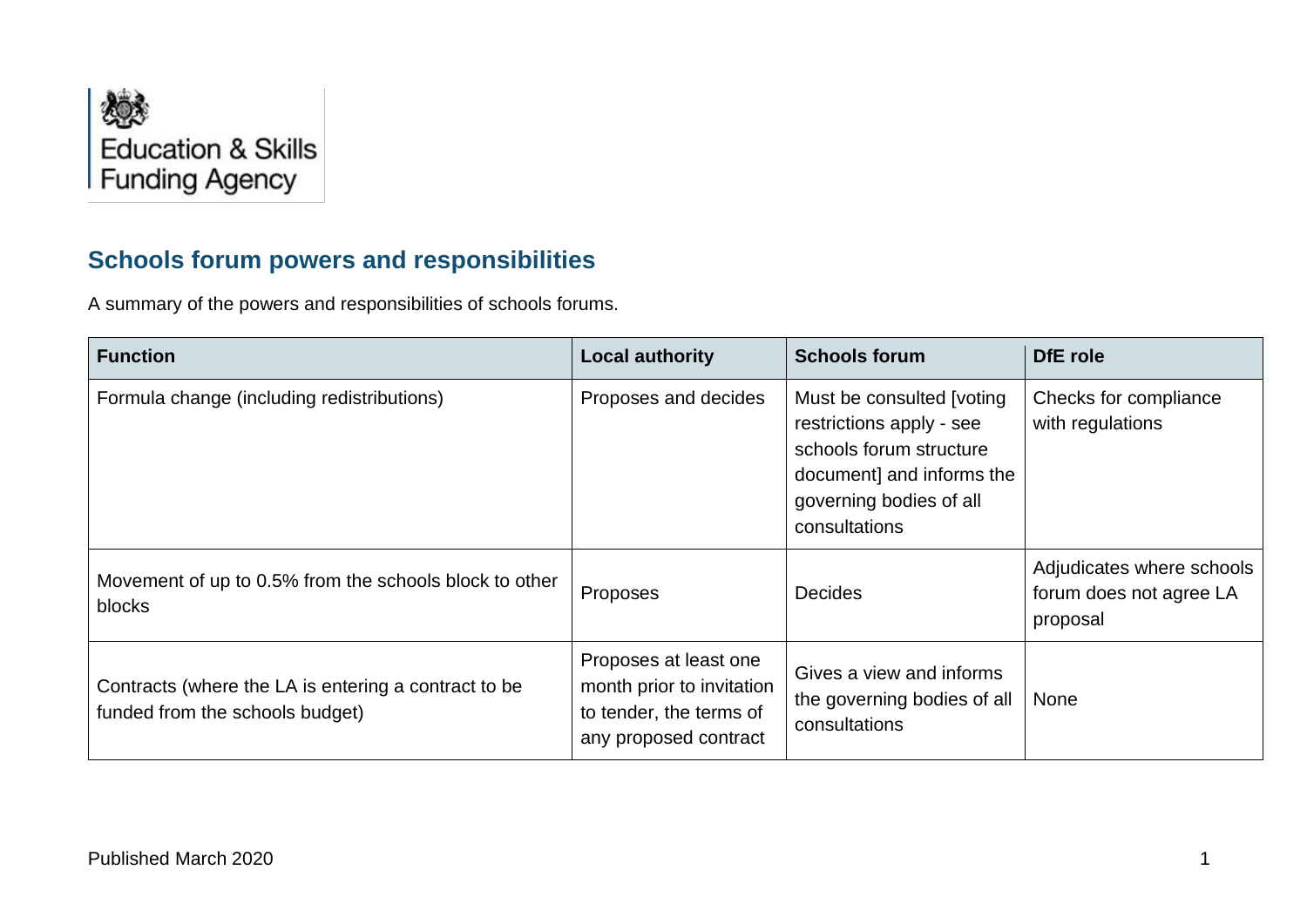Education & Skills Funding Agency

## Schools forum powers and responsibilities

A summary of the powers and responsibilities of schools forums.

| Function | Local authority | Schools forum | DfE role |
|---|---|---|---|
| Formula change (including redistributions) | Proposes and decides | Must be consulted [voting restrictions apply - see schools forum structure document] and informs the governing bodies of all consultations | Checks for compliance with regulations |
| Movement of up to 0.5% from the schools block to other blocks | Proposes | Decides | Adjudicates where schools forum does not agree LA proposal |
| Contracts (where the LA is entering a contract to be funded from the schools budget) | Proposes at least one month prior to invitation to tender, the terms of any proposed contract | Gives a view and informs the governing bodies of all consultations | None |

Published March 2020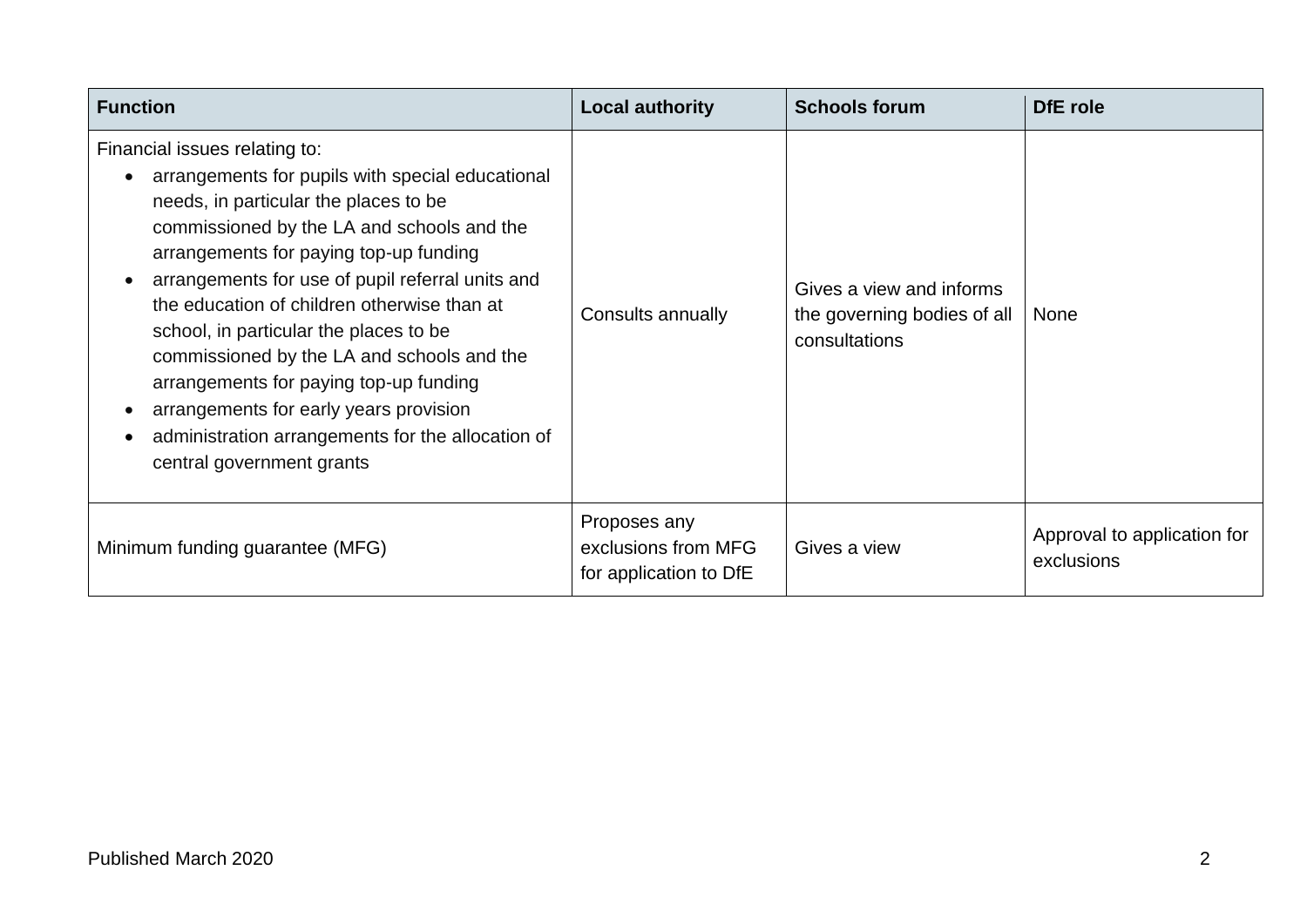| Function | Local authority | Schools forum | DfE role |
|---|---|---|---|
| Financial issues relating to:<br>• arrangements for pupils with special educational needs, in particular the places to be commissioned by the LA and schools and the arrangements for paying top-up funding<br>• arrangements for use of pupil referral units and the education of children otherwise than at school, in particular the places to be commissioned by the LA and schools and the arrangements for paying top-up funding<br>• arrangements for early years provision<br>• administration arrangements for the allocation of central government grants | Consults annually | Gives a view and informs the governing bodies of all consultations | None |
| Minimum funding guarantee (MFG) | Proposes any exclusions from MFG for application to DfE | Gives a view | Approval to application for exclusions |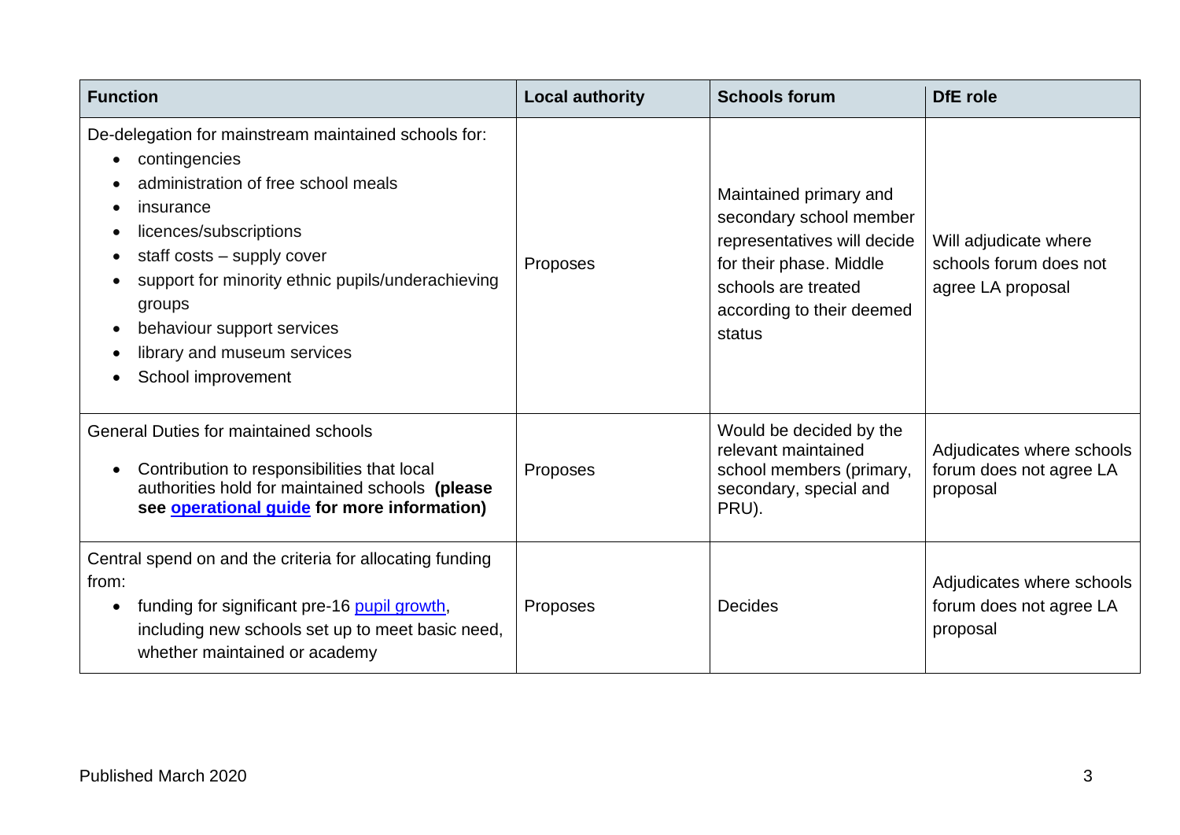| Function | Local authority | Schools forum | DfE role |
| --- | --- | --- | --- |
| De-delegation for mainstream maintained schools for:<br>• contingencies<br>• administration of free school meals<br>• insurance<br>• licences/subscriptions<br>• staff costs – supply cover<br>• support for minority ethnic pupils/underachieving groups<br>• behaviour support services<br>• library and museum services<br>• School improvement | Proposes | Maintained primary and secondary school member representatives will decide for their phase. Middle schools are treated according to their deemed status | Will adjudicate where schools forum does not agree LA proposal |
| General Duties for maintained schools<br>• Contribution to responsibilities that local authorities hold for maintained schools **(please see operational guide for more information)** | Proposes | Would be decided by the relevant maintained school members (primary, secondary, special and PRU). | Adjudicates where schools forum does not agree LA proposal |
| Central spend on and the criteria for allocating funding from:<br>• funding for significant pre-16 pupil growth, including new schools set up to meet basic need, whether maintained or academy | Proposes | Decides | Adjudicates where schools forum does not agree LA proposal |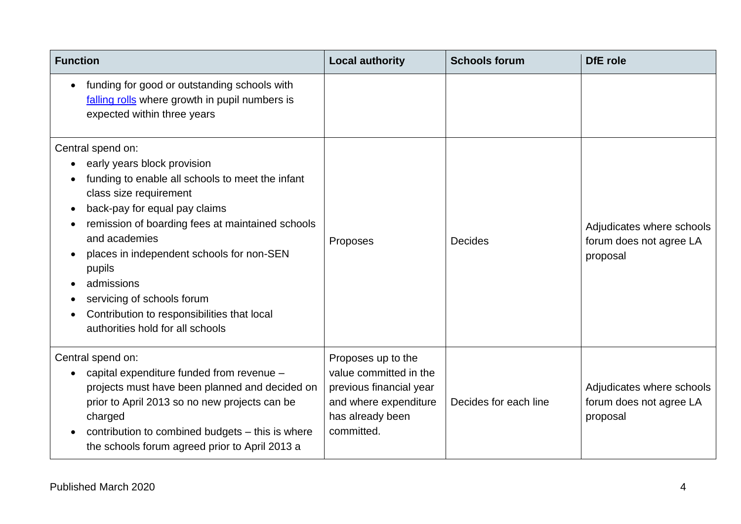| Function | Local authority | Schools forum | DfE role |
| --- | --- | --- | --- |
| • funding for good or outstanding schools with [falling rolls](#) where growth in pupil numbers is expected within three years | | | |
| Central spend on:<br>• early years block provision<br>• funding to enable all schools to meet the infant class size requirement<br>• back-pay for equal pay claims<br>• remission of boarding fees at maintained schools and academies<br>• places in independent schools for non-SEN pupils<br>• admissions<br>• servicing of schools forum<br>• Contribution to responsibilities that local authorities hold for all schools | Proposes | Decides | Adjudicates where schools forum does not agree LA proposal |
| Central spend on:<br>• capital expenditure funded from revenue – projects must have been planned and decided on prior to April 2013 so no new projects can be charged<br>• contribution to combined budgets – this is where the schools forum agreed prior to April 2013 a | Proposes up to the value committed in the previous financial year and where expenditure has already been committed. | Decides for each line | Adjudicates where schools forum does not agree LA proposal |

Published March 2020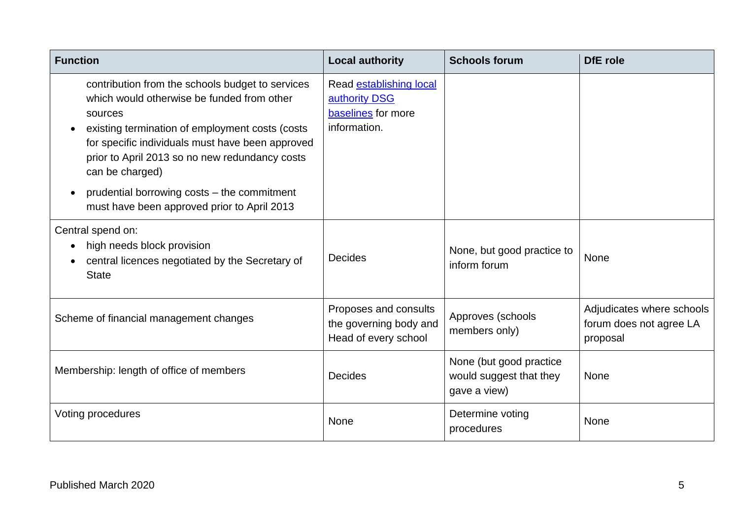| Function | Local authority | Schools forum | DfE role |
|---|---|---|---|
| contribution from the schools budget to services which would otherwise be funded from other sources<br>• existing termination of employment costs (costs for specific individuals must have been approved prior to April 2013 so no new redundancy costs can be charged)<br>• prudential borrowing costs – the commitment must have been approved prior to April 2013 | Read establishing local authority DSG baselines for more information. | | |
| Central spend on:<br>• high needs block provision<br>• central licences negotiated by the Secretary of State | Decides | None, but good practice to inform forum | None |
| Scheme of financial management changes | Proposes and consults the governing body and Head of every school | Approves (schools members only) | Adjudicates where schools forum does not agree LA proposal |
| Membership: length of office of members | Decides | None (but good practice would suggest that they gave a view) | None |
| Voting procedures | None | Determine voting procedures | None |

Published March 2020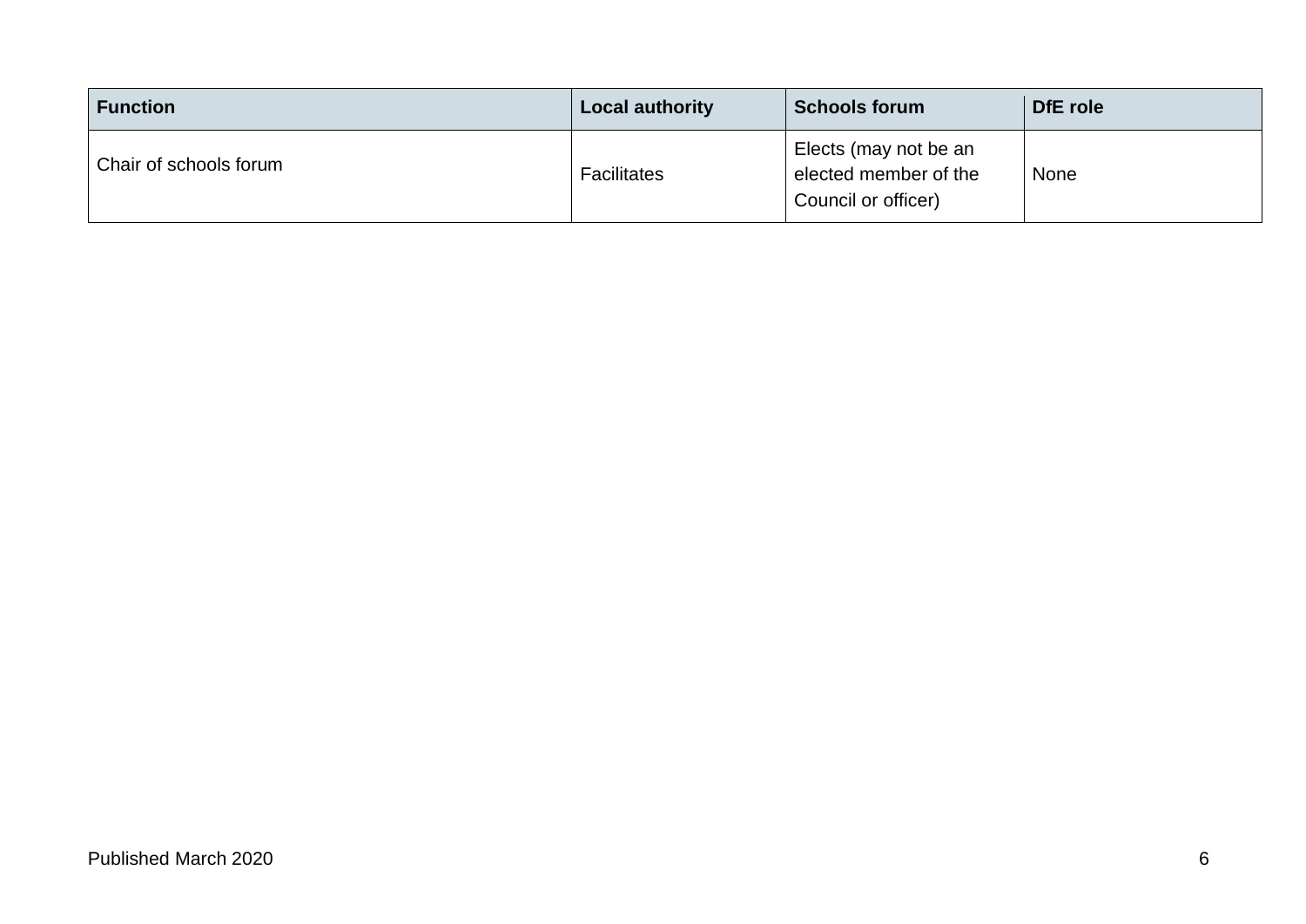| Function | Local authority | Schools forum | DfE role |
|---|---|---|---|
| Chair of schools forum | Facilitates | Elects (may not be an elected member of the Council or officer) | None |

Published March 2020